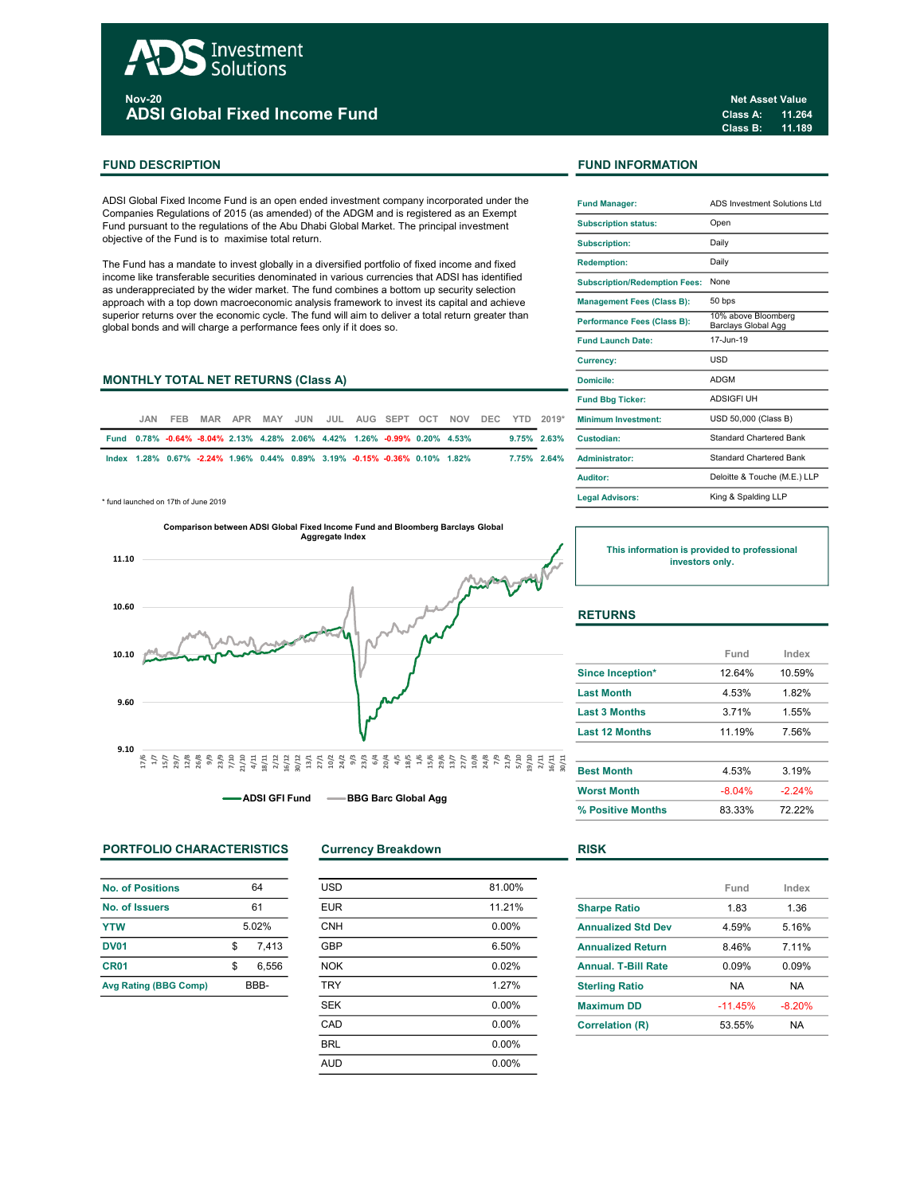# ADS Investment Solutions

**Nov-20**

## ADSI Global Fixed Income Fund

**Net Asset Value**
**Class A: 11.264**
**Class B: 11.189**

## FUND DESCRIPTION

ADSI Global Fixed Income Fund is an open ended investment company incorporated under the Companies Regulations of 2015 (as amended) of the ADGM and is registered as an Exempt Fund pursuant to the regulations of the Abu Dhabi Global Market. The principal investment objective of the Fund is to maximise total return.

The Fund has a mandate to invest globally in a diversified portfolio of fixed income and fixed income like transferable securities denominated in various currencies that ADSI has identified as underappreciated by the wider market. The fund combines a bottom up security selection approach with a top down macroeconomic analysis framework to invest its capital and achieve superior returns over the economic cycle. The fund will aim to deliver a total return greater than global bonds and will charge a performance fees only if it does so.

## MONTHLY TOTAL NET RETURNS (Class A)

| | JAN | FEB | MAR | APR | MAY | JUN | JUL | AUG | SEPT | OCT | NOV | DEC | YTD | 2019* |
|---|---|---|---|---|---|---|---|---|---|---|---|---|---|---|
| Fund | 0.78% | -0.64% | -8.04% | 2.13% | 4.28% | 2.06% | 4.42% | 1.26% | -0.99% | 0.20% | 4.53% | | 9.75% | 2.63% |
| Index | 1.28% | 0.67% | -2.24% | 1.96% | 0.44% | 0.89% | 3.19% | -0.15% | -0.36% | 0.10% | 1.82% | | 7.75% | 2.64% |

\* fund launched on 17th of June 2019

**Comparison between ADSI Global Fixed Income Fund and Bloomberg Barclays Global Aggregate Index**

ADSI GFI Fund — BBG Barc Global Agg

## FUND INFORMATION

| | |
|---|---|
| Fund Manager: | ADS Investment Solutions Ltd |
| Subscription status: | Open |
| Subscription: | Daily |
| Redemption: | Daily |
| Subscription/Redemption Fees: | None |
| Management Fees (Class B): | 50 bps |
| Performance Fees (Class B): | 10% above Bloomberg Barclays Global Agg |
| Fund Launch Date: | 17-Jun-19 |
| Currency: | USD |
| Domicile: | ADGM |
| Fund Bbg Ticker: | ADSIGFI UH |
| Minimum Investment: | USD 50,000 (Class B) |
| Custodian: | Standard Chartered Bank |
| Administrator: | Standard Chartered Bank |
| Auditor: | Deloitte & Touche (M.E.) LLP |
| Legal Advisors: | King & Spalding LLP |

This information is provided to professional investors only.

## RETURNS

| | Fund | Index |
|---|---|---|
| Since Inception* | 12.64% | 10.59% |
| Last Month | 4.53% | 1.82% |
| Last 3 Months | 3.71% | 1.55% |
| Last 12 Months | 11.19% | 7.56% |
| Best Month | 4.53% | 3.19% |
| Worst Month | -8.04% | -2.24% |
| % Positive Months | 83.33% | 72.22% |

## PORTFOLIO CHARACTERISTICS

| | |
|---|---|
| No. of Positions | 64 |
| No. of Issuers | 61 |
| YTW | 5.02% |
| DV01 | $ 7,413 |
| CR01 | $ 6,556 |
| Avg Rating (BBG Comp) | BBB- |

## Currency Breakdown

| | |
|---|---|
| USD | 81.00% |
| EUR | 11.21% |
| CNH | 0.00% |
| GBP | 6.50% |
| NOK | 0.02% |
| TRY | 1.27% |
| SEK | 0.00% |
| CAD | 0.00% |
| BRL | 0.00% |
| AUD | 0.00% |

## RISK

| | Fund | Index |
|---|---|---|
| Sharpe Ratio | 1.83 | 1.36 |
| Annualized Std Dev | 4.59% | 5.16% |
| Annualized Return | 8.46% | 7.11% |
| Annual. T-Bill Rate | 0.09% | 0.09% |
| Sterling Ratio | NA | NA |
| Maximum DD | -11.45% | -8.20% |
| Correlation (R) | 53.55% | NA |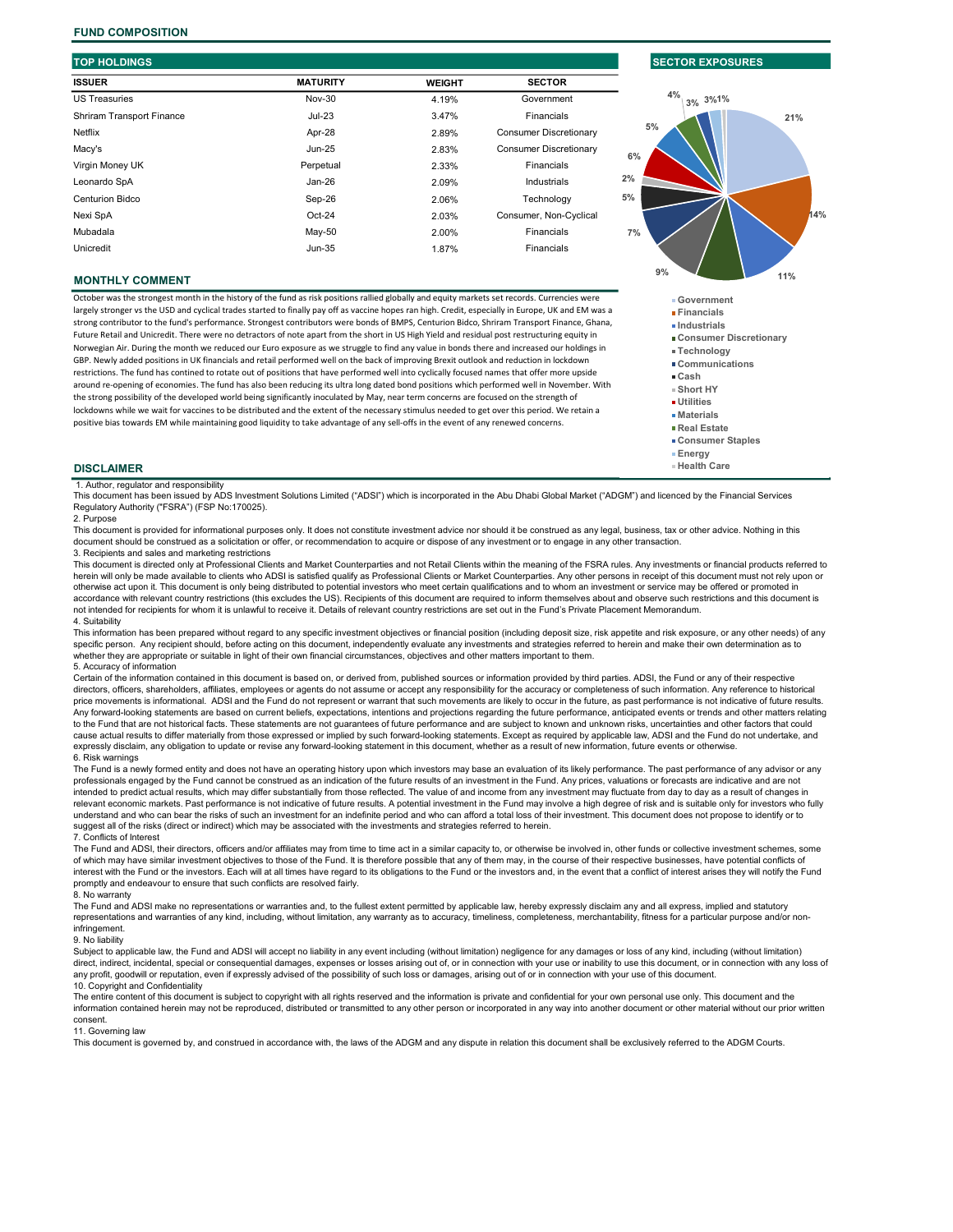## FUND COMPOSITION

### TOP HOLDINGS

| ISSUER | MATURITY | WEIGHT | SECTOR |
|---|---|---|---|
| US Treasuries | Nov-30 | 4.19% | Government |
| Shriram Transport Finance | Jul-23 | 3.47% | Financials |
| Netflix | Apr-28 | 2.89% | Consumer Discretionary |
| Macy's | Jun-25 | 2.83% | Consumer Discretionary |
| Virgin Money UK | Perpetual | 2.33% | Financials |
| Leonardo SpA | Jan-26 | 2.09% | Industrials |
| Centurion Bidco | Sep-26 | 2.06% | Technology |
| Nexi SpA | Oct-24 | 2.03% | Consumer, Non-Cyclical |
| Mubadala | May-50 | 2.00% | Financials |
| Unicredit | Jun-35 | 1.87% | Financials |

### SECTOR EXPOSURES

21%
14%
11%
9%
7%
5%
2%
6%
5%
4%
3%
3%
1%

Government
Financials
Industrials
Consumer Discretionary
Technology
Communications
Cash
Short HY
Utilities
Materials
Real Estate
Consumer Staples
Energy
Health Care

### MONTHLY COMMENT

October was the strongest month in the history of the fund as risk positions rallied globally and equity markets set records. Currencies were largely stronger vs the USD and cyclical trades started to finally pay off as vaccine hopes ran high. Credit, especially in Europe, UK and EM was a strong contributor to the fund's performance. Strongest contributors were bonds of BMPS, Centurion Bidco, Shriram Transport Finance, Ghana, Future Retail and Unicredit. There were no detractors of note apart from the short in US High Yield and residual post restructuring equity in Norwegian Air. During the month we reduced our Euro exposure as we struggle to find any value in bonds there and increased our holdings in GBP. Newly added positions in UK financials and retail performed well on the back of improving Brexit outlook and reduction in lockdown restrictions. The fund has contined to rotate out of positions that have performed well into cyclically focused names that offer more upside around re-opening of economies. The fund has also been reducing its ultra long dated bond positions which performed well in November. With the strong possibility of the developed world being significantly inoculated by May, near term concerns are focused on the strength of lockdowns while we wait for vaccines to be distributed and the extent of the necessary stimulus needed to get over this period. We retain a positive bias towards EM while maintaining good liquidity to take advantage of any sell-offs in the event of any renewed concerns.

### DISCLAIMER

1. Author, regulator and responsibility
This document has been issued by ADS Investment Solutions Limited ("ADSI") which is incorporated in the Abu Dhabi Global Market ("ADGM") and licenced by the Financial Services Regulatory Authority ("FSRA") (FSP No:170025).

2. Purpose
This document is provided for informational purposes only. It does not constitute investment advice nor should it be construed as any legal, business, tax or other advice. Nothing in this document should be construed as a solicitation or offer, or recommendation to acquire or dispose of any investment or to engage in any other transaction.

3. Recipients and sales and marketing restrictions
This document is directed only at Professional Clients and Market Counterparties and not Retail Clients within the meaning of the FSRA rules. Any investments or financial products referred to herein will only be made available to clients who ADSI is satisfied qualify as Professional Clients or Market Counterparties. Any other persons in receipt of this document must not rely upon or otherwise act upon it. This document is only being distributed to potential investors who meet certain qualifications and to whom an investment or service may be offered or promoted in accordance with relevant country restrictions (this excludes the US). Recipients of this document are required to inform themselves about and observe such restrictions and this document is not intended for recipients for whom it is unlawful to receive it. Details of relevant country restrictions are set out in the Fund's Private Placement Memorandum.

4. Suitability
This information has been prepared without regard to any specific investment objectives or financial position (including deposit size, risk appetite and risk exposure, or any other needs) of any specific person. Any recipient should, before acting on this document, independently evaluate any investments and strategies referred to herein and make their own determination as to whether they are appropriate or suitable in light of their own financial circumstances, objectives and other matters important to them.

5. Accuracy of information
Certain of the information contained in this document is based on, or derived from, published sources or information provided by third parties. ADSI, the Fund or any of their respective directors, officers, shareholders, affiliates, employees or agents do not assume or accept any responsibility for the accuracy or completeness of such information. Any reference to historical price movements is informational. ADSI and the Fund do not represent or warrant that such movements are likely to occur in the future, as past performance is not indicative of future results. Any forward-looking statements are based on current beliefs, expectations, intentions and projections regarding the future performance, anticipated events or trends and other matters relating to the Fund that are not historical facts. These statements are not guarantees of future performance and are subject to known and unknown risks, uncertainties and other factors that could cause actual results to differ materially from those expressed or implied by such forward-looking statements. Except as required by applicable law, ADSI and the Fund do not undertake, and expressly disclaim, any obligation to update or revise any forward-looking statement in this document, whether as a result of new information, future events or otherwise.

6. Risk warnings
The Fund is a newly formed entity and does not have an operating history upon which investors may base an evaluation of its likely performance. The past performance of any advisor or any professionals engaged by the Fund cannot be construed as an indication of the future results of an investment in the Fund. Any prices, valuations or forecasts are indicative and are not intended to predict actual results, which may differ substantially from those reflected. The value of and income from any investment may fluctuate from day to day as a result of changes in relevant economic markets. Past performance is not indicative of future results. A potential investment in the Fund may involve a high degree of risk and is suitable only for investors who fully understand and who can bear the risks of such an investment for an indefinite period and who can afford a total loss of their investment. This document does not propose to identify or to suggest all of the risks (direct or indirect) which may be associated with the investments and strategies referred to herein.

7. Conflicts of Interest
The Fund and ADSI, their directors, officers and/or affiliates may from time to time act in a similar capacity to, or otherwise be involved in, other funds or collective investment schemes, some of which may have similar investment objectives to those of the Fund. It is therefore possible that any of them may, in the course of their respective businesses, have potential conflicts of interest with the Fund or the investors. Each will at all times have regard to its obligations to the Fund or the investors and, in the event that a conflict of interest arises they will notify the Fund promptly and endeavour to ensure that such conflicts are resolved fairly.

8. No warranty
The Fund and ADSI make no representations or warranties and, to the fullest extent permitted by applicable law, hereby expressly disclaim any and all express, implied and statutory representations and warranties of any kind, including, without limitation, any warranty as to accuracy, timeliness, completeness, merchantability, fitness for a particular purpose and/or non-infringement.

9. No liability
Subject to applicable law, the Fund and ADSI will accept no liability in any event including (without limitation) negligence for any damages or loss of any kind, including (without limitation) direct, indirect, incidental, special or consequential damages, expenses or losses arising out of, or in connection with your use or inability to use this document, or in connection with any loss of any profit, goodwill or reputation, even if expressly advised of the possibility of such loss or damages, arising out of or in connection with your use of this document.

10. Copyright and Confidentiality
The entire content of this document is subject to copyright with all rights reserved and the information is private and confidential for your own personal use only. This document and the information contained herein may not be reproduced, distributed or transmitted to any other person or incorporated in any way into another document or other material without our prior written consent.

11. Governing law
This document is governed by, and construed in accordance with, the laws of the ADGM and any dispute in relation this document shall be exclusively referred to the ADGM Courts.